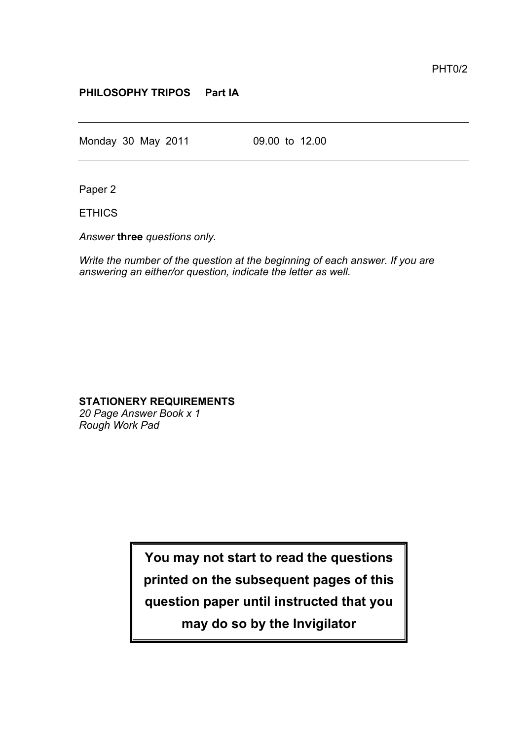PHT0/2

**PHILOSOPHY TRIPOS Part IA**

---

Monday 30 May 2011 09.00 to 12.00

---

Paper 2

ETHICS

*Answer* **three** *questions only.*

*Write the number of the question at the beginning of each answer. If you are answering an either/or question, indicate the letter as well.*

**STATIONERY REQUIREMENTS**
*20 Page Answer Book x 1*
*Rough Work Pad*

**You may not start to read the questions printed on the subsequent pages of this question paper until instructed that you may do so by the Invigilator**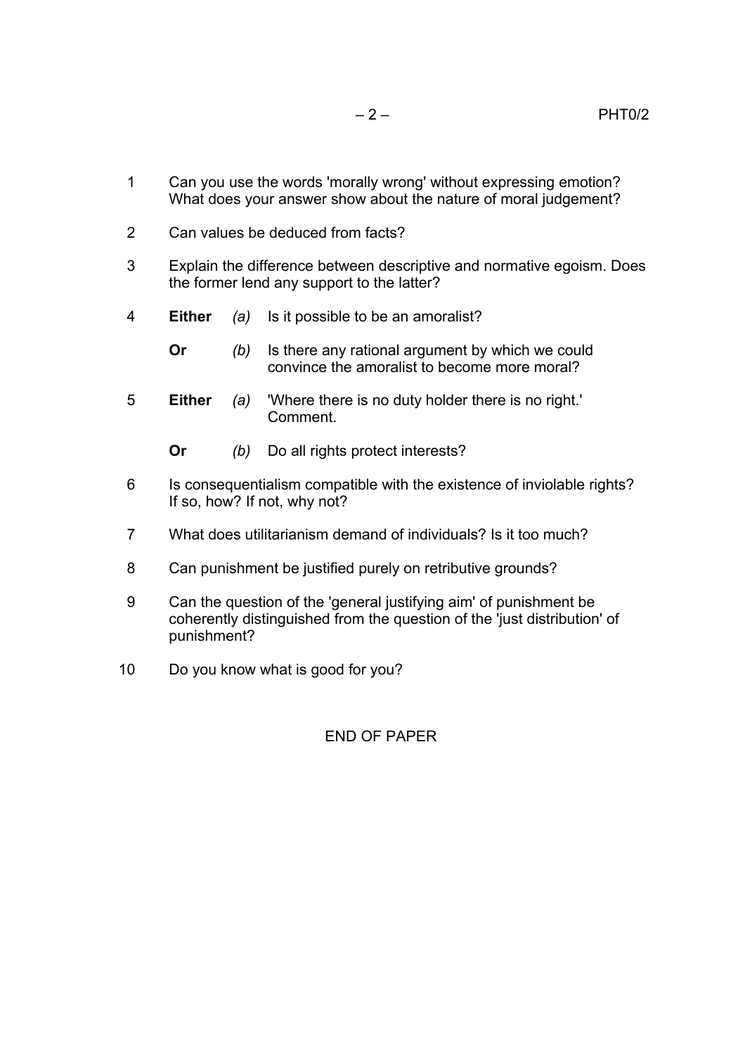1 Can you use the words 'morally wrong' without expressing emotion? What does your answer show about the nature of moral judgement?

2 Can values be deduced from facts?

3 Explain the difference between descriptive and normative egoism. Does the former lend any support to the latter?

4 **Either** *(a)* Is it possible to be an amoralist?

  **Or** *(b)* Is there any rational argument by which we could convince the amoralist to become more moral?

5 **Either** *(a)* 'Where there is no duty holder there is no right.' Comment.

  **Or** *(b)* Do all rights protect interests?

6 Is consequentialism compatible with the existence of inviolable rights? If so, how? If not, why not?

7 What does utilitarianism demand of individuals? Is it too much?

8 Can punishment be justified purely on retributive grounds?

9 Can the question of the 'general justifying aim' of punishment be coherently distinguished from the question of the 'just distribution' of punishment?

10 Do you know what is good for you?

END OF PAPER